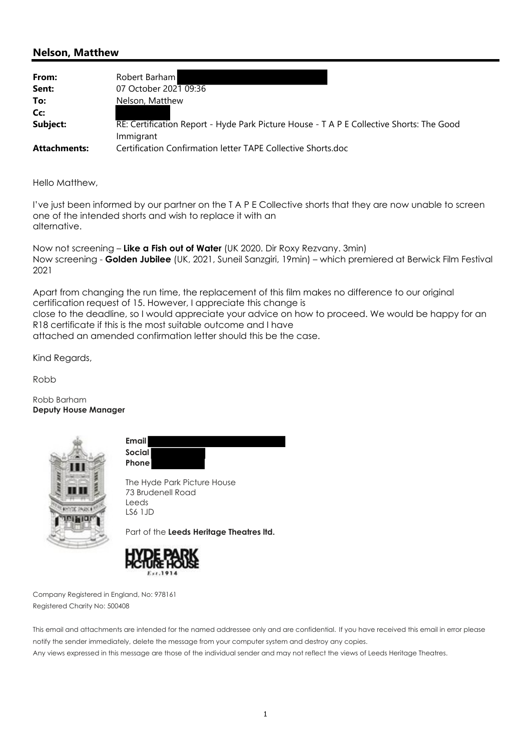## Nelson, Matthew

| | |
|---|---|
| **From:** | Robert Barham |
| **Sent:** | 07 October 2021 09:36 |
| **To:** | Nelson, Matthew |
| **Cc:** | |
| **Subject:** | RE: Certification Report - Hyde Park Picture House - T A P E Collective Shorts: The Good Immigrant |
| **Attachments:** | Certification Confirmation letter TAPE Collective Shorts.doc |

Hello Matthew,

I've just been informed by our partner on the T A P E Collective shorts that they are now unable to screen one of the intended shorts and wish to replace it with an alternative.

Now not screening – **Like a Fish out of Water** (UK 2020. Dir Roxy Rezvany. 3min)
Now screening - **Golden Jubilee** (UK, 2021, Suneil Sanzgiri, 19min) – which premiered at Berwick Film Festival 2021

Apart from changing the run time, the replacement of this film makes no difference to our original certification request of 15. However, I appreciate this change is close to the deadline, so I would appreciate your advice on how to proceed. We would be happy for an R18 certificate if this is the most suitable outcome and I have attached an amended confirmation letter should this be the case.

Kind Regards,

Robb

Robb Barham
**Deputy House Manager**

**Email**
**Social**
**Phone**

The Hyde Park Picture House
73 Brudenell Road
Leeds
LS6 1JD

Part of the **Leeds Heritage Theatres ltd.**

HYDE PARK PICTURE HOUSE Est.1914

Company Registered in England, No: 978161
Registered Charity No: 500408

This email and attachments are intended for the named addressee only and are confidential. If you have received this email in error please notify the sender immediately, delete the message from your computer system and destroy any copies.
Any views expressed in this message are those of the individual sender and may not reflect the views of Leeds Heritage Theatres.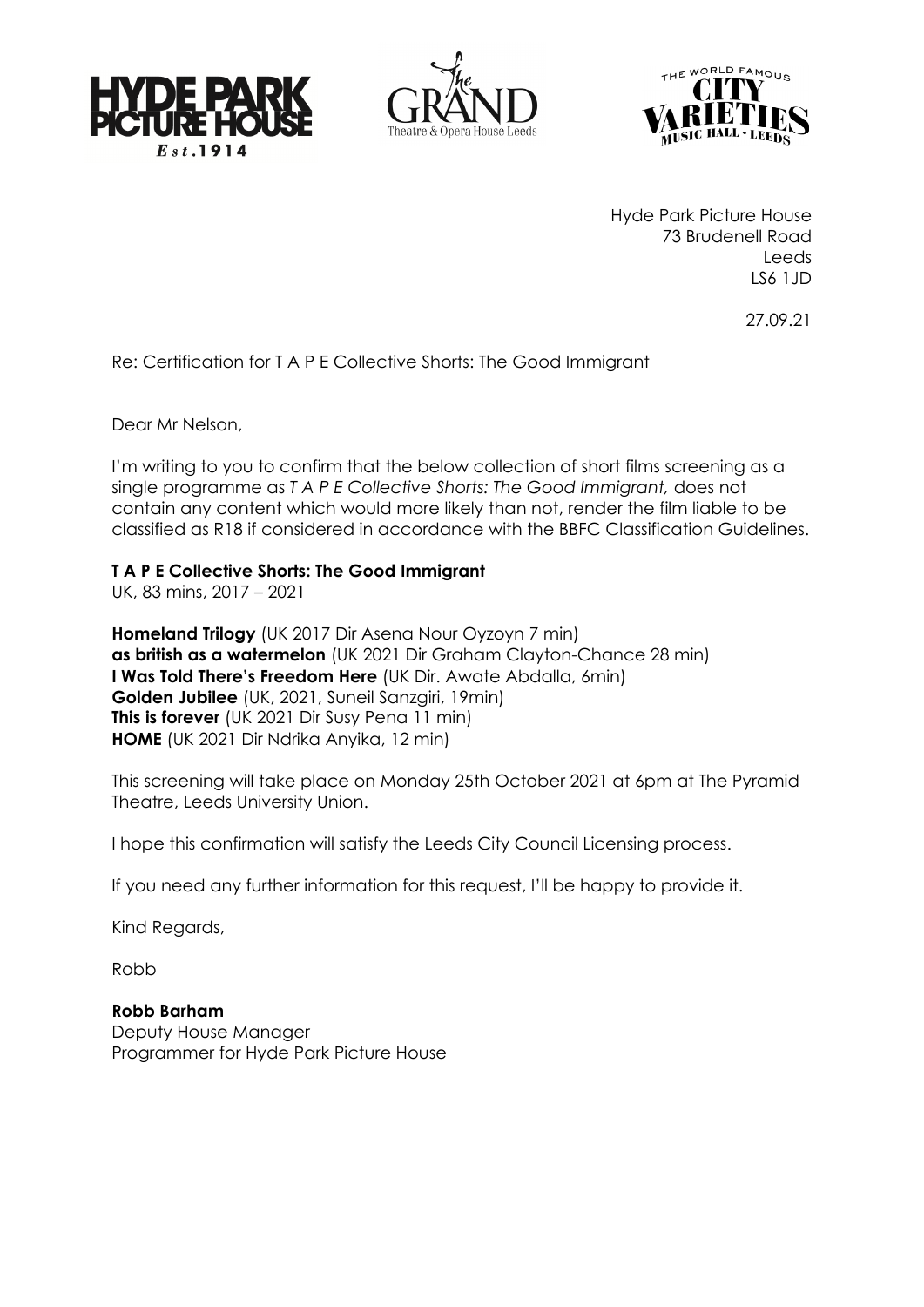Hyde Park Picture House
73 Brudenell Road
Leeds
LS6 1JD

27.09.21

Re: Certification for T A P E Collective Shorts: The Good Immigrant

Dear Mr Nelson,

I'm writing to you to confirm that the below collection of short films screening as a single programme as *T A P E Collective Shorts: The Good Immigrant,* does not contain any content which would more likely than not, render the film liable to be classified as R18 if considered in accordance with the BBFC Classification Guidelines.

**T A P E Collective Shorts: The Good Immigrant**
UK, 83 mins, 2017 – 2021

**Homeland Trilogy** (UK 2017 Dir Asena Nour Oyzoyn 7 min)
**as british as a watermelon** (UK 2021 Dir Graham Clayton-Chance 28 min)
**I Was Told There's Freedom Here** (UK Dir. Awate Abdalla, 6min)
**Golden Jubilee** (UK, 2021, Suneil Sanzgiri, 19min)
**This is forever** (UK 2021 Dir Susy Pena 11 min)
**HOME** (UK 2021 Dir Ndrika Anyika, 12 min)

This screening will take place on Monday 25th October 2021 at 6pm at The Pyramid Theatre, Leeds University Union.

I hope this confirmation will satisfy the Leeds City Council Licensing process.

If you need any further information for this request, I'll be happy to provide it.

Kind Regards,

Robb

**Robb Barham**
Deputy House Manager
Programmer for Hyde Park Picture House